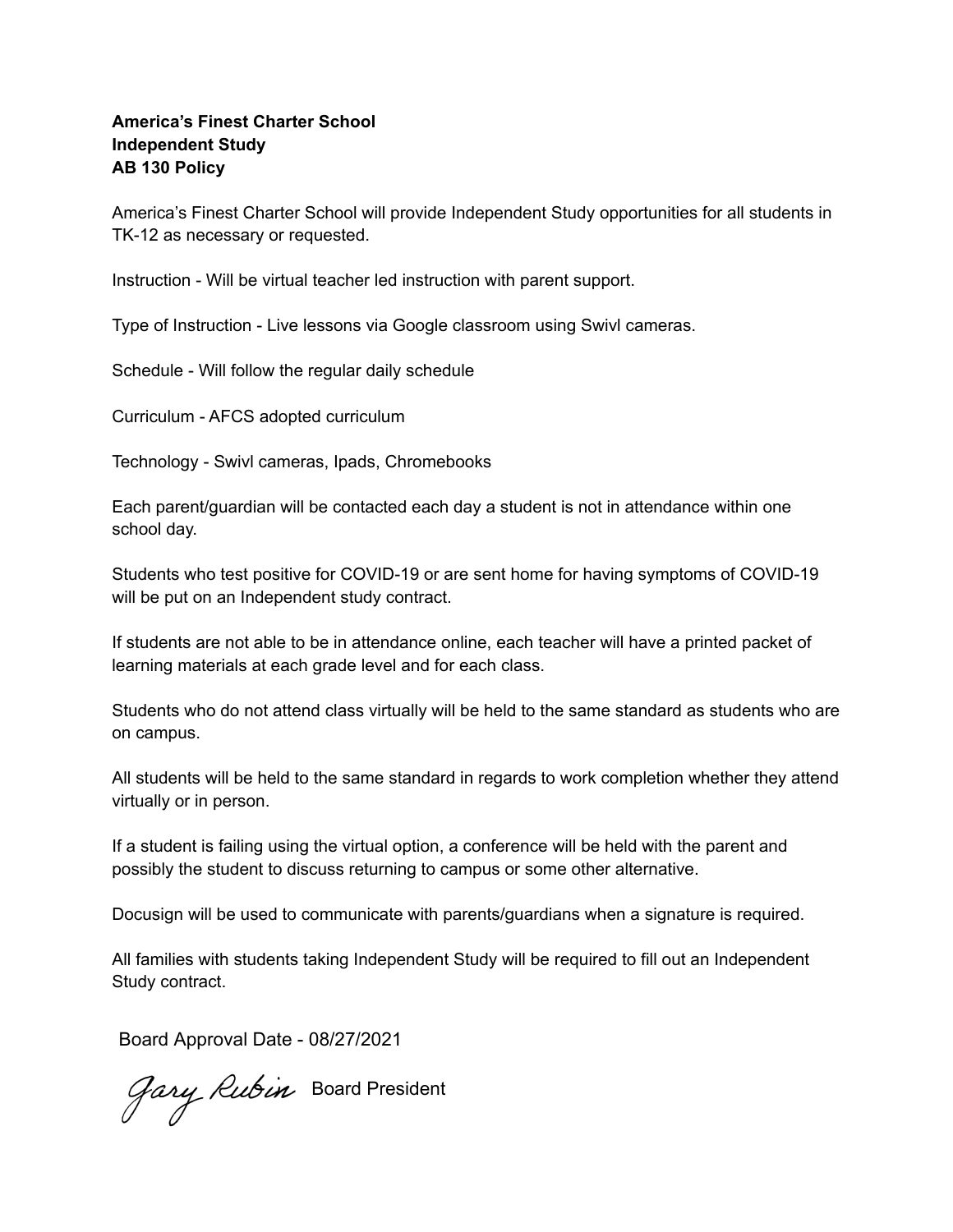**America's Finest Charter School**
**Independent Study**
**AB 130 Policy**

America's Finest Charter School will provide Independent Study opportunities for all students in TK-12 as necessary or requested.

Instruction - Will be virtual teacher led instruction with parent support.

Type of Instruction - Live lessons via Google classroom using Swivl cameras.

Schedule - Will follow the regular daily schedule

Curriculum - AFCS adopted curriculum

Technology - Swivl cameras, Ipads, Chromebooks

Each parent/guardian will be contacted each day a student is not in attendance within one school day.

Students who test positive for COVID-19 or are sent home for having symptoms of COVID-19 will be put on an Independent study contract.

If students are not able to be in attendance online, each teacher will have a printed packet of learning materials at each grade level and for each class.

Students who do not attend class virtually will be held to the same standard as students who are on campus.

All students will be held to the same standard in regards to work completion whether they attend virtually or in person.

If a student is failing using the virtual option, a conference will be held with the parent and possibly the student to discuss returning to campus or some other alternative.

Docusign will be used to communicate with parents/guardians when a signature is required.

All families with students taking Independent Study will be required to fill out an Independent Study contract.

Board Approval Date - 08/27/2021

Gary Rubin Board President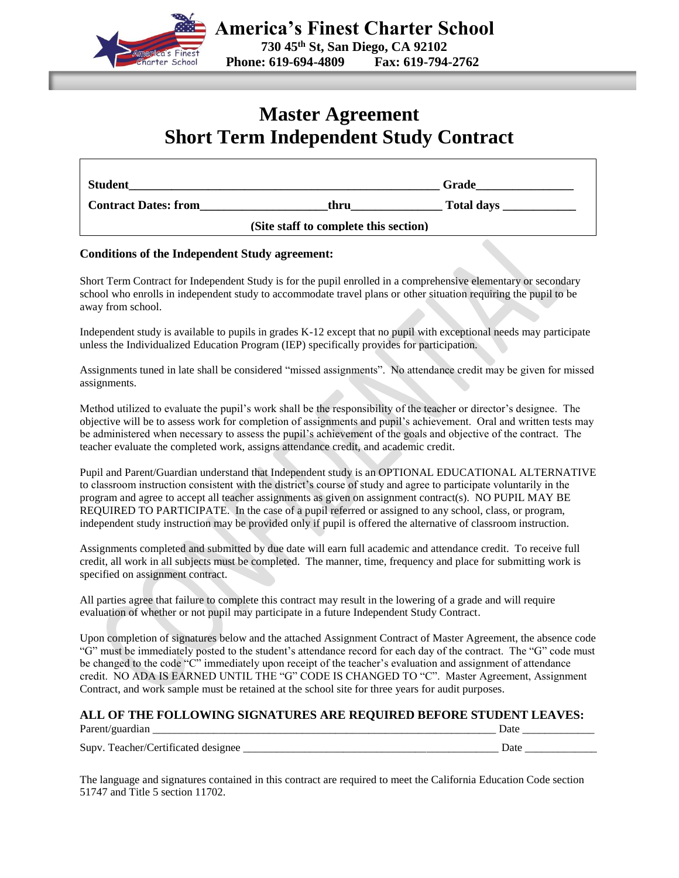# America's Finest Charter School

**730 45th St, San Diego, CA 92102**
**Phone: 619-694-4809 Fax: 619-794-2762**

# Master Agreement
# Short Term Independent Study Contract

**Student**\_\_\_\_\_\_\_\_\_\_\_\_\_\_\_\_\_\_\_\_\_\_\_\_\_\_\_\_\_\_\_\_\_\_\_\_\_\_\_\_\_\_\_\_\_\_\_\_\_\_\_\_ **Grade**\_\_\_\_\_\_\_\_\_\_\_\_\_\_\_\_

**Contract Dates: from**\_\_\_\_\_\_\_\_\_\_\_\_\_\_\_\_\_\_\_\_\_**thru**\_\_\_\_\_\_\_\_\_\_\_\_\_\_\_ **Total days** \_\_\_\_\_\_\_\_\_\_\_\_

**(Site staff to complete this section)**

**Conditions of the Independent Study agreement:**

Short Term Contract for Independent Study is for the pupil enrolled in a comprehensive elementary or secondary school who enrolls in independent study to accommodate travel plans or other situation requiring the pupil to be away from school.

Independent study is available to pupils in grades K-12 except that no pupil with exceptional needs may participate unless the Individualized Education Program (IEP) specifically provides for participation.

Assignments tuned in late shall be considered "missed assignments". No attendance credit may be given for missed assignments.

Method utilized to evaluate the pupil's work shall be the responsibility of the teacher or director's designee. The objective will be to assess work for completion of assignments and pupil's achievement. Oral and written tests may be administered when necessary to assess the pupil's achievement of the goals and objective of the contract. The teacher evaluate the completed work, assigns attendance credit, and academic credit.

Pupil and Parent/Guardian understand that Independent study is an OPTIONAL EDUCATIONAL ALTERNATIVE to classroom instruction consistent with the district's course of study and agree to participate voluntarily in the program and agree to accept all teacher assignments as given on assignment contract(s). NO PUPIL MAY BE REQUIRED TO PARTICIPATE. In the case of a pupil referred or assigned to any school, class, or program, independent study instruction may be provided only if pupil is offered the alternative of classroom instruction.

Assignments completed and submitted by due date will earn full academic and attendance credit. To receive full credit, all work in all subjects must be completed. The manner, time, frequency and place for submitting work is specified on assignment contract.

All parties agree that failure to complete this contract may result in the lowering of a grade and will require evaluation of whether or not pupil may participate in a future Independent Study Contract.

Upon completion of signatures below and the attached Assignment Contract of Master Agreement, the absence code "G" must be immediately posted to the student's attendance record for each day of the contract. The "G" code must be changed to the code "C" immediately upon receipt of the teacher's evaluation and assignment of attendance credit. NO ADA IS EARNED UNTIL THE "G" CODE IS CHANGED TO "C". Master Agreement, Assignment Contract, and work sample must be retained at the school site for three years for audit purposes.

## ALL OF THE FOLLOWING SIGNATURES ARE REQUIRED BEFORE STUDENT LEAVES:

Parent/guardian \_\_\_\_\_\_\_\_\_\_\_\_\_\_\_\_\_\_\_\_\_\_\_\_\_\_\_\_\_\_\_\_\_\_\_\_\_\_\_\_\_\_\_\_\_\_\_\_\_\_\_\_\_\_\_\_\_\_\_\_\_\_ Date \_\_\_\_\_\_\_\_\_\_\_\_\_

Supv. Teacher/Certificated designee \_\_\_\_\_\_\_\_\_\_\_\_\_\_\_\_\_\_\_\_\_\_\_\_\_\_\_\_\_\_\_\_\_\_\_\_\_\_\_\_\_\_\_\_\_\_ Date \_\_\_\_\_\_\_\_\_\_\_\_\_

The language and signatures contained in this contract are required to meet the California Education Code section 51747 and Title 5 section 11702.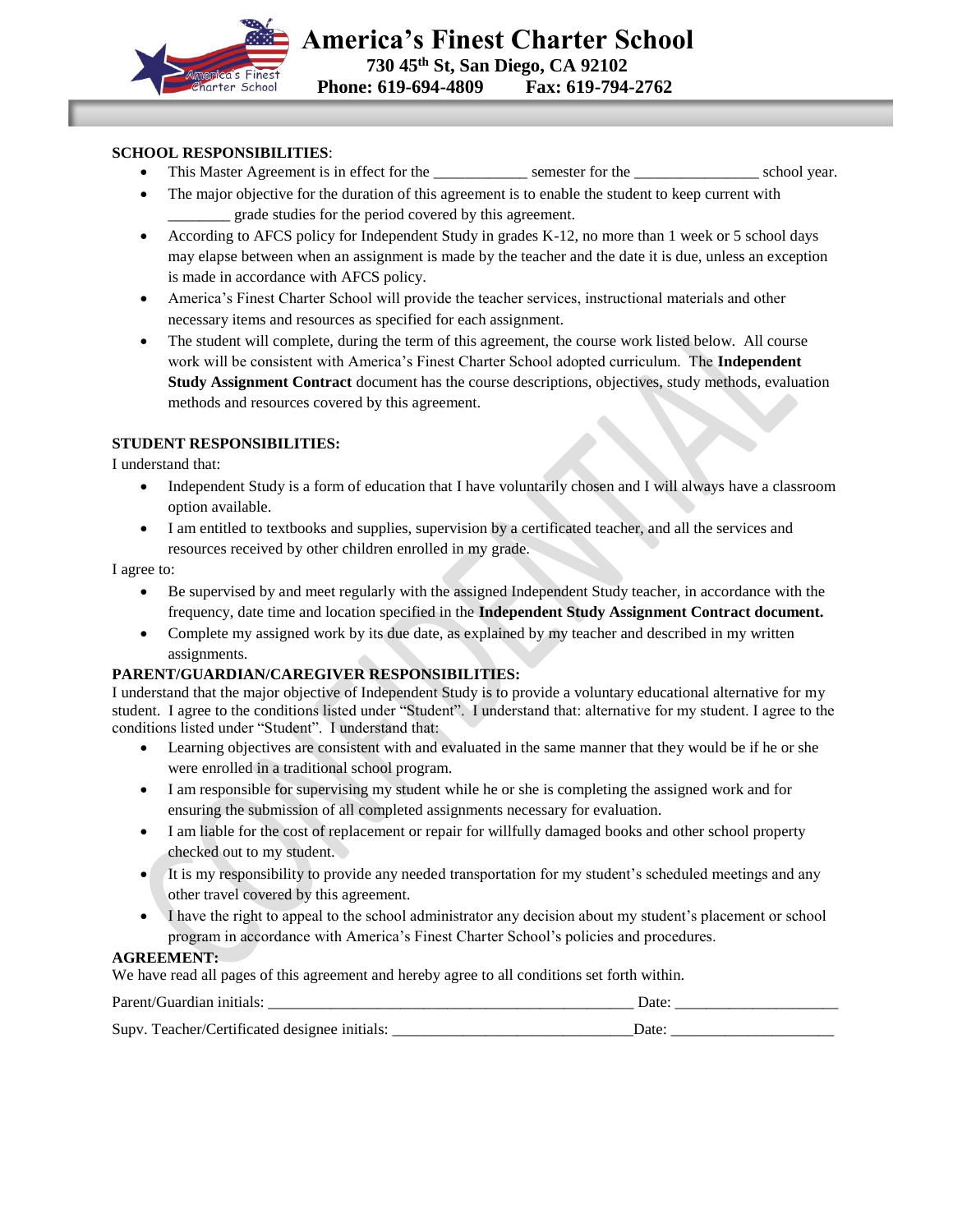# America's Finest Charter School

**730 45th St, San Diego, CA 92102**
**Phone: 619-694-4809 Fax: 619-794-2762**

**SCHOOL RESPONSIBILITIES**:

- This Master Agreement is in effect for the ____________ semester for the ________________ school year.
- The major objective for the duration of this agreement is to enable the student to keep current with ________ grade studies for the period covered by this agreement.
- According to AFCS policy for Independent Study in grades K-12, no more than 1 week or 5 school days may elapse between when an assignment is made by the teacher and the date it is due, unless an exception is made in accordance with AFCS policy.
- America's Finest Charter School will provide the teacher services, instructional materials and other necessary items and resources as specified for each assignment.
- The student will complete, during the term of this agreement, the course work listed below. All course work will be consistent with America's Finest Charter School adopted curriculum. The **Independent Study Assignment Contract** document has the course descriptions, objectives, study methods, evaluation methods and resources covered by this agreement.

**STUDENT RESPONSIBILITIES:**

I understand that:

- Independent Study is a form of education that I have voluntarily chosen and I will always have a classroom option available.
- I am entitled to textbooks and supplies, supervision by a certificated teacher, and all the services and resources received by other children enrolled in my grade.

I agree to:

- Be supervised by and meet regularly with the assigned Independent Study teacher, in accordance with the frequency, date time and location specified in the **Independent Study Assignment Contract document.**
- Complete my assigned work by its due date, as explained by my teacher and described in my written assignments.

**PARENT/GUARDIAN/CAREGIVER RESPONSIBILITIES:**

I understand that the major objective of Independent Study is to provide a voluntary educational alternative for my student. I agree to the conditions listed under "Student". I understand that: alternative for my student. I agree to the conditions listed under "Student". I understand that:

- Learning objectives are consistent with and evaluated in the same manner that they would be if he or she were enrolled in a traditional school program.
- I am responsible for supervising my student while he or she is completing the assigned work and for ensuring the submission of all completed assignments necessary for evaluation.
- I am liable for the cost of replacement or repair for willfully damaged books and other school property checked out to my student.
- It is my responsibility to provide any needed transportation for my student's scheduled meetings and any other travel covered by this agreement.
- I have the right to appeal to the school administrator any decision about my student's placement or school program in accordance with America's Finest Charter School's policies and procedures.

**AGREEMENT:**

We have read all pages of this agreement and hereby agree to all conditions set forth within.

Parent/Guardian initials: _______________________________________________ Date: ____________________

Supv. Teacher/Certificated designee initials: ______________________________Date: ____________________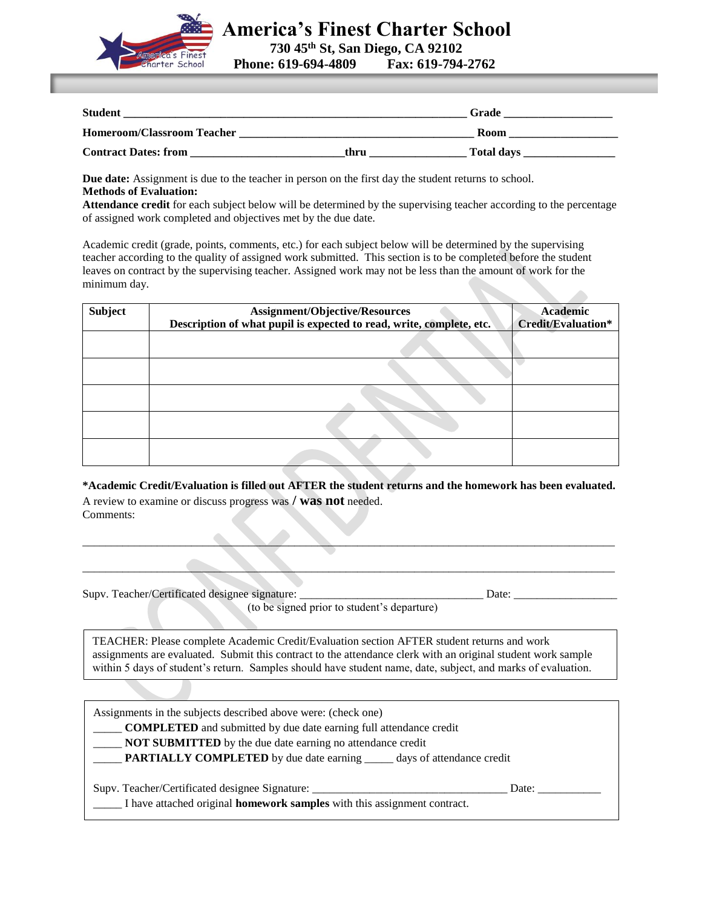# America's Finest Charter School

**730 45th St, San Diego, CA 92102**

**Phone: 619-694-4809 Fax: 619-794-2762**

**Student** ______________________________________________ **Grade** ______________

**Homeroom/Classroom Teacher** ______________________________ **Room** ______________

**Contract Dates: from** ____________________ **thru** ____________ **Total days** ____________

**Due date:** Assignment is due to the teacher in person on the first day the student returns to school.
**Methods of Evaluation:**
**Attendance credit** for each subject below will be determined by the supervising teacher according to the percentage of assigned work completed and objectives met by the due date.

Academic credit (grade, points, comments, etc.) for each subject below will be determined by the supervising teacher according to the quality of assigned work submitted. This section is to be completed before the student leaves on contract by the supervising teacher. Assigned work may not be less than the amount of work for the minimum day.

| Subject | Assignment/Objective/Resources<br>Description of what pupil is expected to read, write, complete, etc. | Academic Credit/Evaluation* |
|---|---|---|
| | | |
| | | |
| | | |
| | | |
| | | |

**\*Academic Credit/Evaluation is filled out AFTER the student returns and the homework has been evaluated.**

A review to examine or discuss progress was / **was not** needed.
Comments:

______________________________________________________________________________

______________________________________________________________________________

Supv. Teacher/Certificated designee signature: ___________________________ Date: ______________
(to be signed prior to student's departure)

TEACHER: Please complete Academic Credit/Evaluation section AFTER student returns and work assignments are evaluated. Submit this contract to the attendance clerk with an original student work sample within 5 days of student's return. Samples should have student name, date, subject, and marks of evaluation.

Assignments in the subjects described above were: (check one)
_____ **COMPLETED** and submitted by due date earning full attendance credit
_____ **NOT SUBMITTED** by the due date earning no attendance credit
_____ **PARTIALLY COMPLETED** by due date earning _____ days of attendance credit

Supv. Teacher/Certificated designee Signature: ___________________________ Date: __________
_____ I have attached original **homework samples** with this assignment contract.